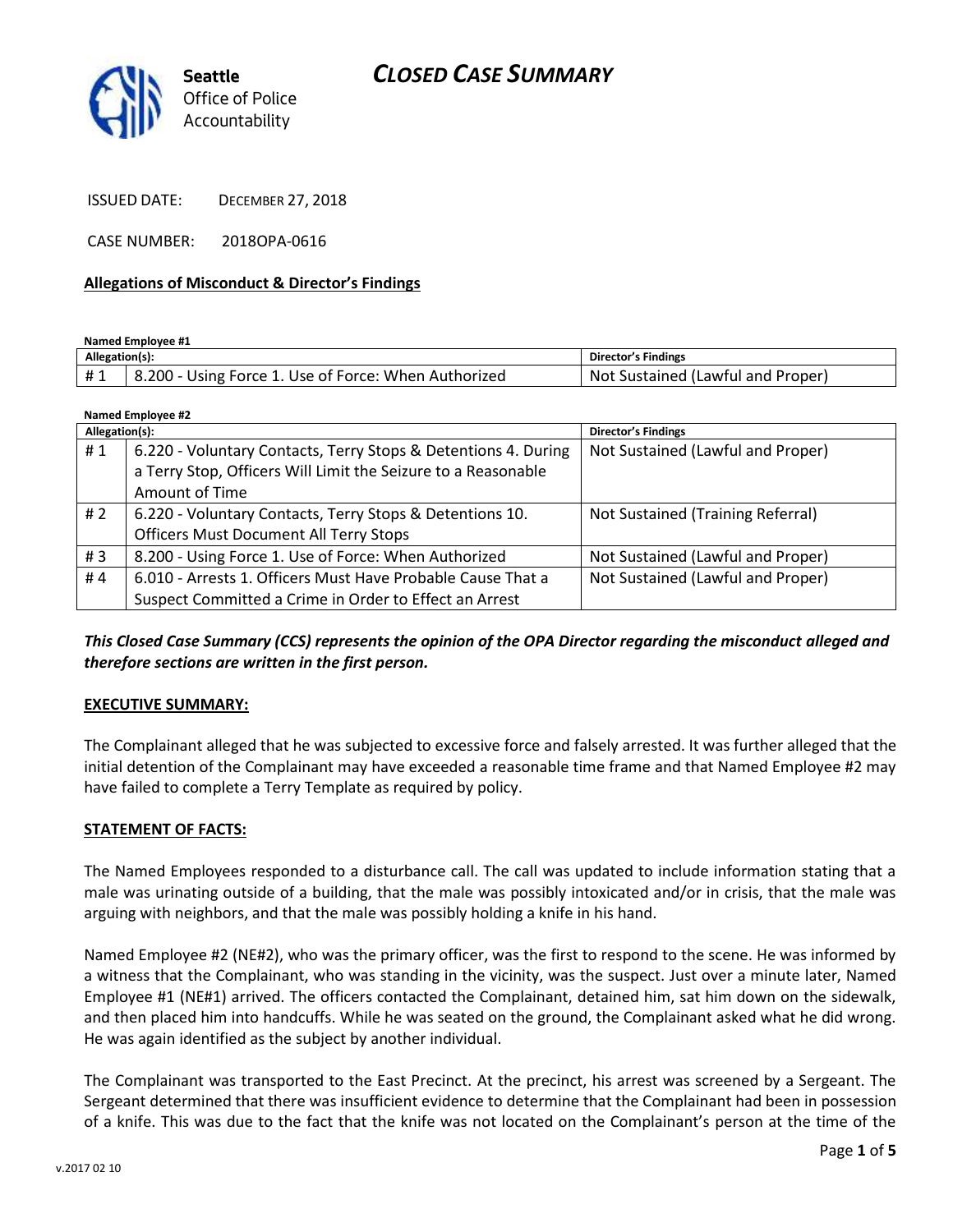# CLOSED CASE SUMMARY

Seattle Office of Police Accountability

ISSUED DATE: DECEMBER 27, 2018

CASE NUMBER: 2018OPA-0616

**Allegations of Misconduct & Director's Findings**

**Named Employee #1**

| Allegation(s): | | Director's Findings |
|---|---|---|
| # 1 | 8.200 - Using Force 1. Use of Force: When Authorized | Not Sustained (Lawful and Proper) |

**Named Employee #2**

| Allegation(s): | | Director's Findings |
|---|---|---|
| # 1 | 6.220 - Voluntary Contacts, Terry Stops & Detentions 4. During a Terry Stop, Officers Will Limit the Seizure to a Reasonable Amount of Time | Not Sustained (Lawful and Proper) |
| # 2 | 6.220 - Voluntary Contacts, Terry Stops & Detentions 10. Officers Must Document All Terry Stops | Not Sustained (Training Referral) |
| # 3 | 8.200 - Using Force 1. Use of Force: When Authorized | Not Sustained (Lawful and Proper) |
| # 4 | 6.010 - Arrests 1. Officers Must Have Probable Cause That a Suspect Committed a Crime in Order to Effect an Arrest | Not Sustained (Lawful and Proper) |

***This Closed Case Summary (CCS) represents the opinion of the OPA Director regarding the misconduct alleged and therefore sections are written in the first person.***

**EXECUTIVE SUMMARY:**

The Complainant alleged that he was subjected to excessive force and falsely arrested. It was further alleged that the initial detention of the Complainant may have exceeded a reasonable time frame and that Named Employee #2 may have failed to complete a Terry Template as required by policy.

**STATEMENT OF FACTS:**

The Named Employees responded to a disturbance call. The call was updated to include information stating that a male was urinating outside of a building, that the male was possibly intoxicated and/or in crisis, that the male was arguing with neighbors, and that the male was possibly holding a knife in his hand.

Named Employee #2 (NE#2), who was the primary officer, was the first to respond to the scene. He was informed by a witness that the Complainant, who was standing in the vicinity, was the suspect. Just over a minute later, Named Employee #1 (NE#1) arrived. The officers contacted the Complainant, detained him, sat him down on the sidewalk, and then placed him into handcuffs. While he was seated on the ground, the Complainant asked what he did wrong. He was again identified as the subject by another individual.

The Complainant was transported to the East Precinct. At the precinct, his arrest was screened by a Sergeant. The Sergeant determined that there was insufficient evidence to determine that the Complainant had been in possession of a knife. This was due to the fact that the knife was not located on the Complainant's person at the time of the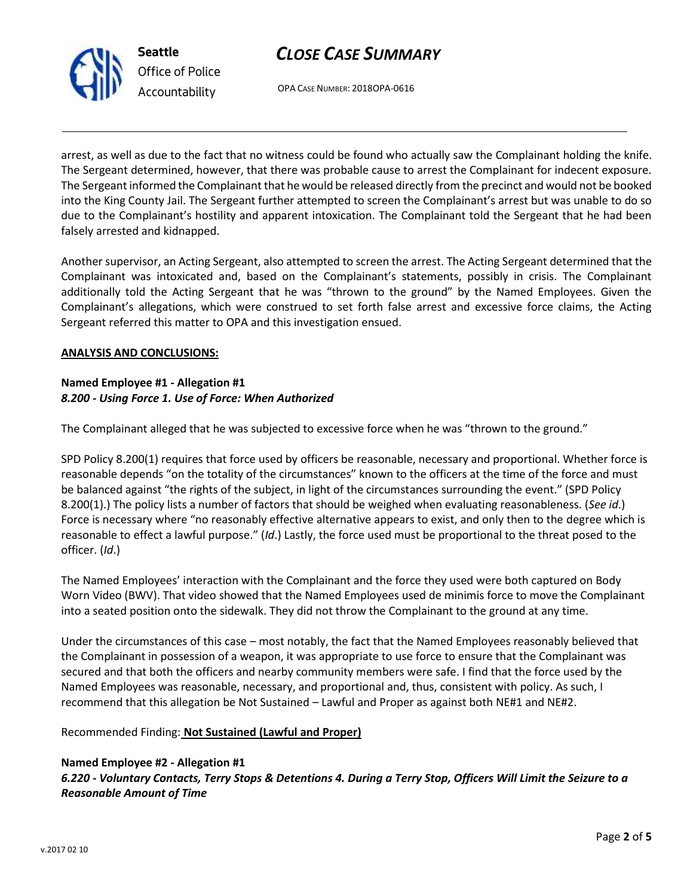arrest, as well as due to the fact that no witness could be found who actually saw the Complainant holding the knife. The Sergeant determined, however, that there was probable cause to arrest the Complainant for indecent exposure. The Sergeant informed the Complainant that he would be released directly from the precinct and would not be booked into the King County Jail. The Sergeant further attempted to screen the Complainant's arrest but was unable to do so due to the Complainant's hostility and apparent intoxication. The Complainant told the Sergeant that he had been falsely arrested and kidnapped.

Another supervisor, an Acting Sergeant, also attempted to screen the arrest. The Acting Sergeant determined that the Complainant was intoxicated and, based on the Complainant's statements, possibly in crisis. The Complainant additionally told the Acting Sergeant that he was "thrown to the ground" by the Named Employees. Given the Complainant's allegations, which were construed to set forth false arrest and excessive force claims, the Acting Sergeant referred this matter to OPA and this investigation ensued.

**ANALYSIS AND CONCLUSIONS:**

**Named Employee #1 - Allegation #1**
***8.200 - Using Force 1. Use of Force: When Authorized***

The Complainant alleged that he was subjected to excessive force when he was "thrown to the ground."

SPD Policy 8.200(1) requires that force used by officers be reasonable, necessary and proportional. Whether force is reasonable depends "on the totality of the circumstances" known to the officers at the time of the force and must be balanced against "the rights of the subject, in light of the circumstances surrounding the event." (SPD Policy 8.200(1).) The policy lists a number of factors that should be weighed when evaluating reasonableness. (*See id*.) Force is necessary where "no reasonably effective alternative appears to exist, and only then to the degree which is reasonable to effect a lawful purpose." (*Id*.) Lastly, the force used must be proportional to the threat posed to the officer. (*Id*.)

The Named Employees' interaction with the Complainant and the force they used were both captured on Body Worn Video (BWV). That video showed that the Named Employees used de minimis force to move the Complainant into a seated position onto the sidewalk. They did not throw the Complainant to the ground at any time.

Under the circumstances of this case – most notably, the fact that the Named Employees reasonably believed that the Complainant in possession of a weapon, it was appropriate to use force to ensure that the Complainant was secured and that both the officers and nearby community members were safe. I find that the force used by the Named Employees was reasonable, necessary, and proportional and, thus, consistent with policy. As such, I recommend that this allegation be Not Sustained – Lawful and Proper as against both NE#1 and NE#2.

Recommended Finding: **Not Sustained (Lawful and Proper)**

**Named Employee #2 - Allegation #1**
***6.220 - Voluntary Contacts, Terry Stops & Detentions 4. During a Terry Stop, Officers Will Limit the Seizure to a Reasonable Amount of Time***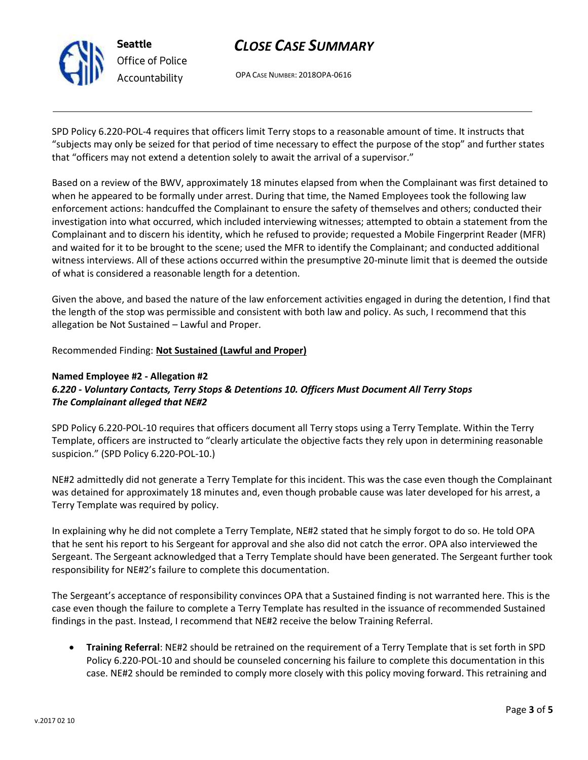SPD Policy 6.220-POL-4 requires that officers limit Terry stops to a reasonable amount of time. It instructs that "subjects may only be seized for that period of time necessary to effect the purpose of the stop" and further states that "officers may not extend a detention solely to await the arrival of a supervisor."

Based on a review of the BWV, approximately 18 minutes elapsed from when the Complainant was first detained to when he appeared to be formally under arrest. During that time, the Named Employees took the following law enforcement actions: handcuffed the Complainant to ensure the safety of themselves and others; conducted their investigation into what occurred, which included interviewing witnesses; attempted to obtain a statement from the Complainant and to discern his identity, which he refused to provide; requested a Mobile Fingerprint Reader (MFR) and waited for it to be brought to the scene; used the MFR to identify the Complainant; and conducted additional witness interviews. All of these actions occurred within the presumptive 20-minute limit that is deemed the outside of what is considered a reasonable length for a detention.

Given the above, and based the nature of the law enforcement activities engaged in during the detention, I find that the length of the stop was permissible and consistent with both law and policy. As such, I recommend that this allegation be Not Sustained – Lawful and Proper.

Recommended Finding: **Not Sustained (Lawful and Proper)**

**Named Employee #2 - Allegation #2**
***6.220 - Voluntary Contacts, Terry Stops & Detentions 10. Officers Must Document All Terry Stops***
***The Complainant alleged that NE#2***

SPD Policy 6.220-POL-10 requires that officers document all Terry stops using a Terry Template. Within the Terry Template, officers are instructed to "clearly articulate the objective facts they rely upon in determining reasonable suspicion." (SPD Policy 6.220-POL-10.)

NE#2 admittedly did not generate a Terry Template for this incident. This was the case even though the Complainant was detained for approximately 18 minutes and, even though probable cause was later developed for his arrest, a Terry Template was required by policy.

In explaining why he did not complete a Terry Template, NE#2 stated that he simply forgot to do so. He told OPA that he sent his report to his Sergeant for approval and she also did not catch the error. OPA also interviewed the Sergeant. The Sergeant acknowledged that a Terry Template should have been generated. The Sergeant further took responsibility for NE#2's failure to complete this documentation.

The Sergeant's acceptance of responsibility convinces OPA that a Sustained finding is not warranted here. This is the case even though the failure to complete a Terry Template has resulted in the issuance of recommended Sustained findings in the past. Instead, I recommend that NE#2 receive the below Training Referral.

- **Training Referral**: NE#2 should be retrained on the requirement of a Terry Template that is set forth in SPD Policy 6.220-POL-10 and should be counseled concerning his failure to complete this documentation in this case. NE#2 should be reminded to comply more closely with this policy moving forward. This retraining and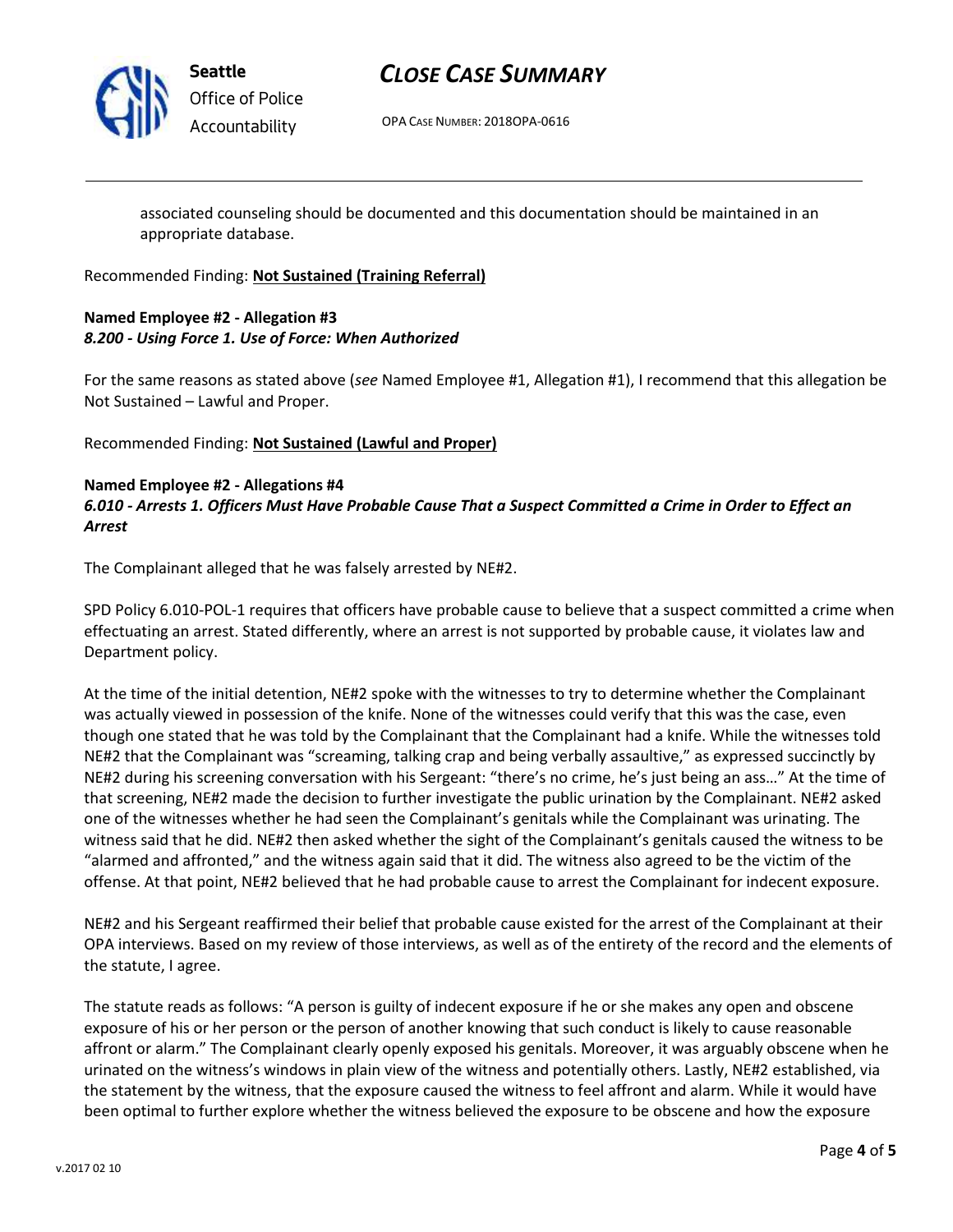associated counseling should be documented and this documentation should be maintained in an appropriate database.

Recommended Finding: **Not Sustained (Training Referral)**

**Named Employee #2 - Allegation #3**
***8.200 - Using Force 1. Use of Force: When Authorized***

For the same reasons as stated above (*see* Named Employee #1, Allegation #1), I recommend that this allegation be Not Sustained – Lawful and Proper.

Recommended Finding: **Not Sustained (Lawful and Proper)**

**Named Employee #2 - Allegations #4**
***6.010 - Arrests 1. Officers Must Have Probable Cause That a Suspect Committed a Crime in Order to Effect an Arrest***

The Complainant alleged that he was falsely arrested by NE#2.

SPD Policy 6.010-POL-1 requires that officers have probable cause to believe that a suspect committed a crime when effectuating an arrest. Stated differently, where an arrest is not supported by probable cause, it violates law and Department policy.

At the time of the initial detention, NE#2 spoke with the witnesses to try to determine whether the Complainant was actually viewed in possession of the knife. None of the witnesses could verify that this was the case, even though one stated that he was told by the Complainant that the Complainant had a knife. While the witnesses told NE#2 that the Complainant was "screaming, talking crap and being verbally assaultive," as expressed succinctly by NE#2 during his screening conversation with his Sergeant: "there's no crime, he's just being an ass…" At the time of that screening, NE#2 made the decision to further investigate the public urination by the Complainant. NE#2 asked one of the witnesses whether he had seen the Complainant's genitals while the Complainant was urinating. The witness said that he did. NE#2 then asked whether the sight of the Complainant's genitals caused the witness to be "alarmed and affronted," and the witness again said that it did. The witness also agreed to be the victim of the offense. At that point, NE#2 believed that he had probable cause to arrest the Complainant for indecent exposure.

NE#2 and his Sergeant reaffirmed their belief that probable cause existed for the arrest of the Complainant at their OPA interviews. Based on my review of those interviews, as well as of the entirety of the record and the elements of the statute, I agree.

The statute reads as follows: "A person is guilty of indecent exposure if he or she makes any open and obscene exposure of his or her person or the person of another knowing that such conduct is likely to cause reasonable affront or alarm." The Complainant clearly openly exposed his genitals. Moreover, it was arguably obscene when he urinated on the witness's windows in plain view of the witness and potentially others. Lastly, NE#2 established, via the statement by the witness, that the exposure caused the witness to feel affront and alarm. While it would have been optimal to further explore whether the witness believed the exposure to be obscene and how the exposure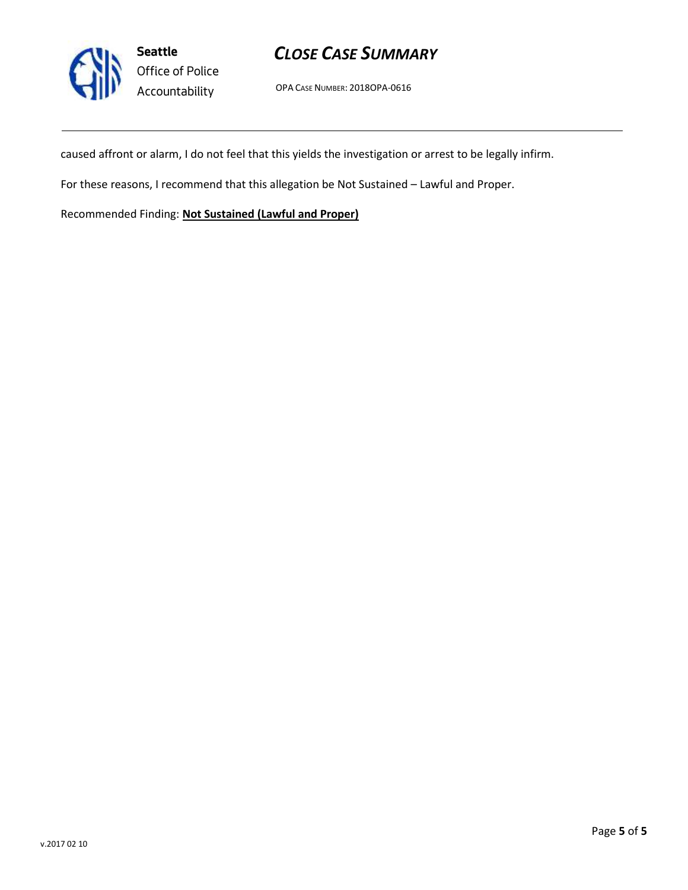caused affront or alarm, I do not feel that this yields the investigation or arrest to be legally infirm.

For these reasons, I recommend that this allegation be Not Sustained – Lawful and Proper.

Recommended Finding: **Not Sustained (Lawful and Proper)**